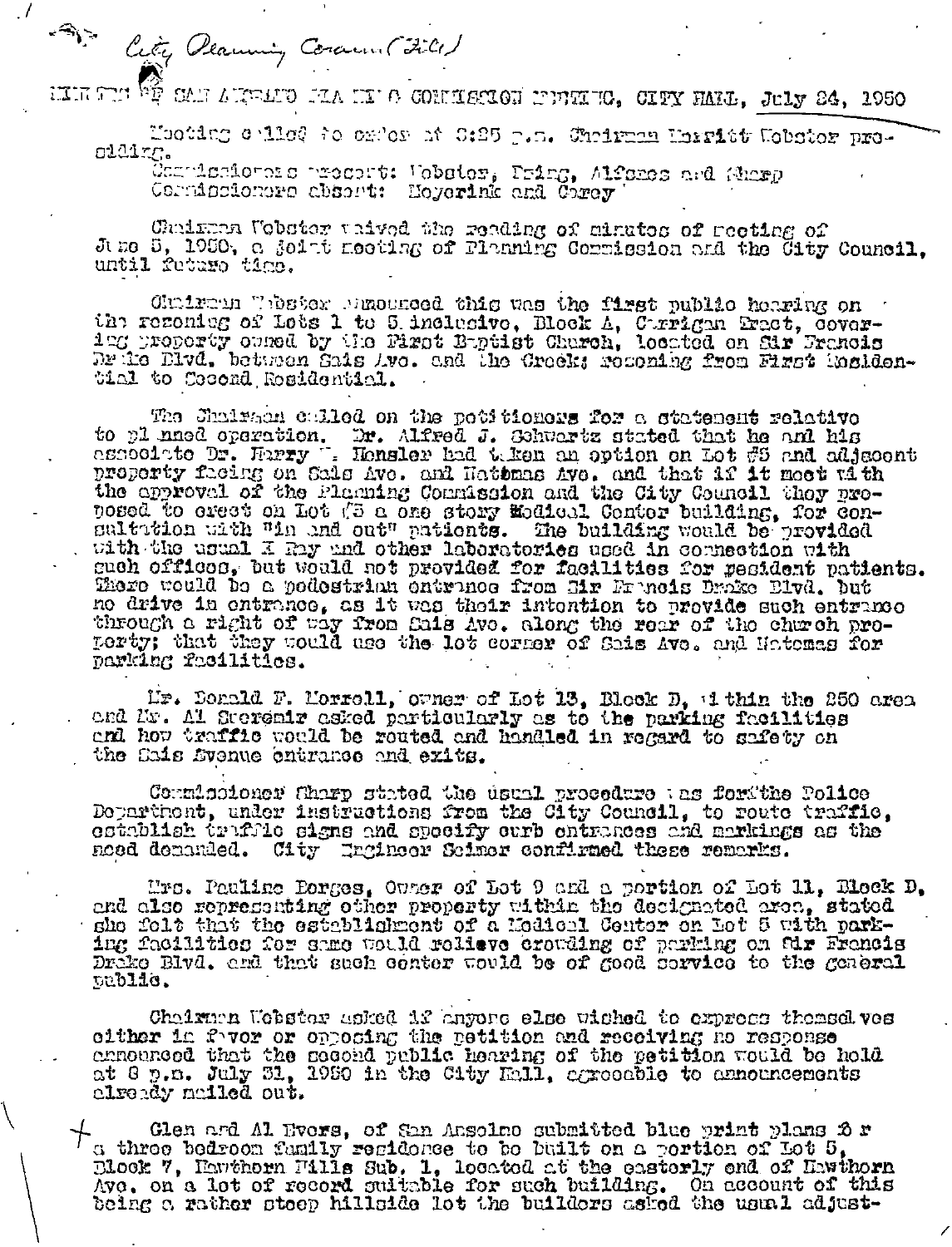City Planning Comm (File)

MINUTES OF SAN ANSELMO PLANNING COMMISSION MEETING, CITY HALL, July 24, 1950

Meeting called to order at 8:25 p.m. Chairman Harriet Webster presiding.

Commissioners present: Webster, Pring, Alfonso and Sharp
Commissioners absent: Heyerink and Corey

Chairman Webster waived the reading of minutes of meeting of June 5, 1950, a joint meeting of Planning Commission and the City Council, until future time.

Chairman Webster announced this was the first public hearing on the rezoning of Lots 1 to 5 inclusive, Block A, Carrigan Tract, covering property owned by the First Baptist Church, located on Sir Francis Drake Blvd. between Sais Ave. and the Creek; rezoning from First Residential to Second Residential.

The Chairman called on the petitioners for a statement relative to planned operation. Dr. Alfred J. Schwartz stated that he and his associate Dr. Harry W. Hensler had taken an option on Lot #5 and adjacent property facing on Sais Ave. and Natomas Ave. and that if it meet with the approval of the Planning Commission and the City Council they proposed to erect on Lot #5 a one story Medical Center building, for consultation with "in and out" patients. The building would be provided with the usual X Ray and other laboratories used in connection with such offices, but would not provided for facilities for resident patients. There would be a pedestrian entrance from Sir Francis Drake Blvd. but no drive in entrance, as it was their intention to provide such entrance through a right of way from Sais Ave. along the rear of the church property; that they would use the lot corner of Sais Ave. and Natomas for parking facilities.

Mr. Donald F. Morrell, owner of Lot 13, Block D, within the 250 area and Mr. Al Sceremir asked particularly as to the parking facilities and how traffic would be routed and handled in regard to safety on the Sais Avenue entrance and exits.

Commissioner Sharp stated the usual procedure was for the Police Department, under instructions from the City Council, to route traffic, establish traffic signs and specify curb entrances and markings as the need demanded. City Engineer Seimer confirmed these remarks.

Mrs. Pauline Borges, Owner of Lot 9 and a portion of Lot 11, Block D, and also representing other property within the designated area, stated she felt that the establishment of a Medical Center on Lot 5 with parking facilities for same would relieve crowding of parking on Sir Francis Drake Blvd. and that such center would be of good service to the general public.

Chairman Webster asked if anyone else wished to express themselves either in favor or opposing the petition and receiving no response announced that the second public hearing of the petition would be held at 8 p.m. July 31, 1950 in the City Hall, agreeable to announcements already mailed out.

Glen and Al Evers, of San Anselmo submitted blue print plans for a three bedroom family residence to be built on a portion of Lot 5, Block 7, Hawthorn Hills Sub. 1, located at the easterly end of Hawthorn Ave. on a lot of record suitable for such building. On account of this being a rather steep hillside lot the builders asked the usual adjust-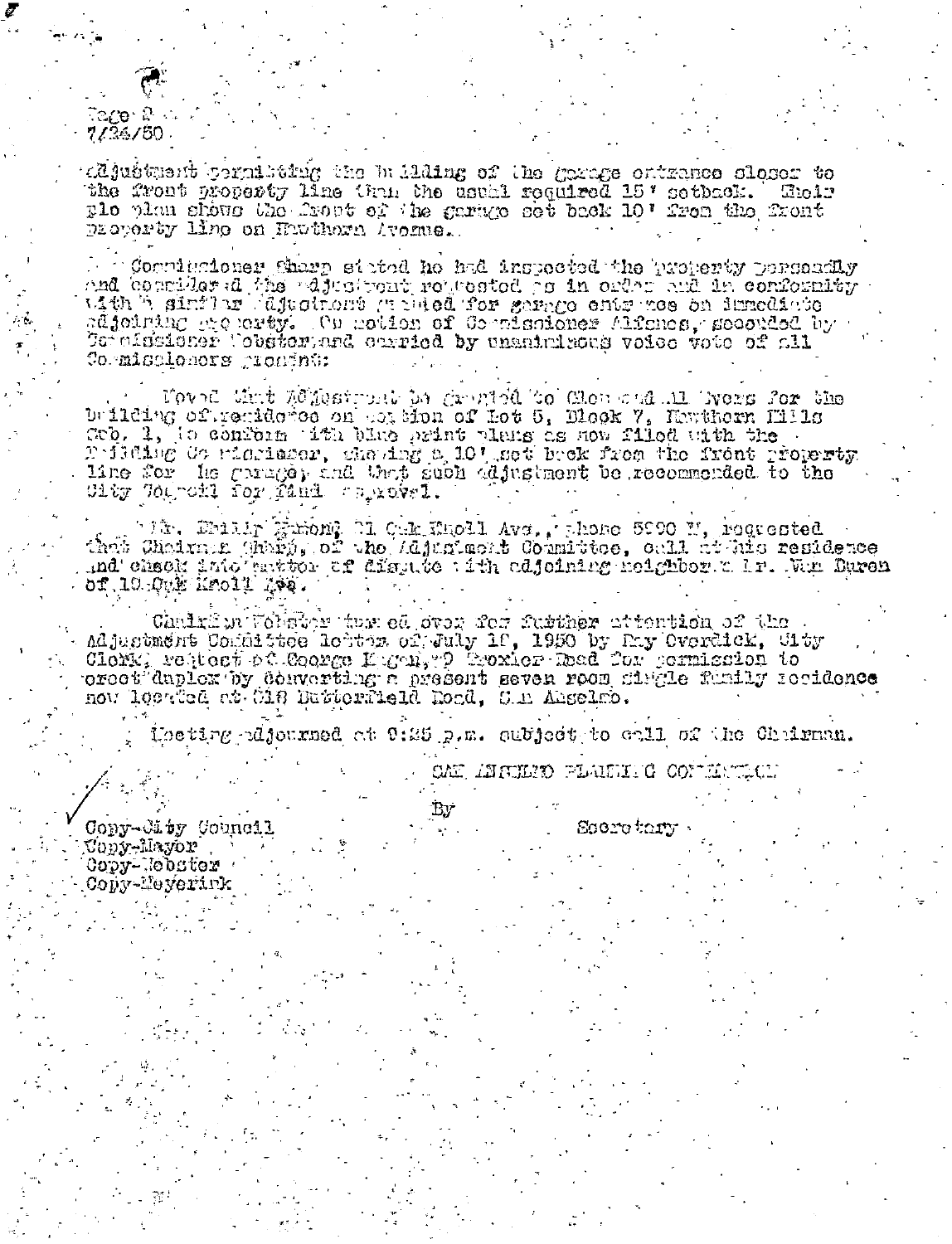Page 2
7/24/50

adjustment permitting the building of the garage entrance closer to the front property line than the usual required 15' setback. Their plo plan shows the front of the garage set back 10' from the front property line on Hawthorn Avenue.

Commissioner Sharp stated he had inspected the property personally and considered the adjustment requested as in order and in conformity with a similar adjustment granted for garage entrance on immediate adjoining property. On motion of Commissioner Alfonso, seconded by Commissioner Webster and carried by unanimous voice vote of all Commissioners present:

Moved that Adjustment be granted to Glen and Al Byers for the building of residence on portion of Lot 5, Block 7, Hawthorn Hills Sub. 1, to conform with blue print plans as now filed with the Building Commissioner, showing a 10' set back from the front property line for the garage, and that such adjustment be recommended to the City Council for final approval.

Mr. Philip Simons 21 Oak Knoll Ave., phone 5990 W, requested that Chairman Sharp, of the Adjustment Committee, call at his residence and check into matter of dispute with adjoining neighbor Mr. Van Buren of 10 Oak Knoll Ave.

Chairman Webster turned over for further attention of the Adjustment Committee letter of July 18, 1950 by Ray Overdick, City Clerk, request of George Hagan, 79 Broxler Road for permission to erect duplex by converting a present seven room single family residence now located at 218 Butterfield Road, San Anselmo.

Meeting adjourned at 9:25 p.m. subject to call of the Chairman.

SAN ANSELMO PLANNING COMMISSION

By

Secretary

Copy-City Council
Copy-Mayor
Copy-Webster
Copy-Meyerink